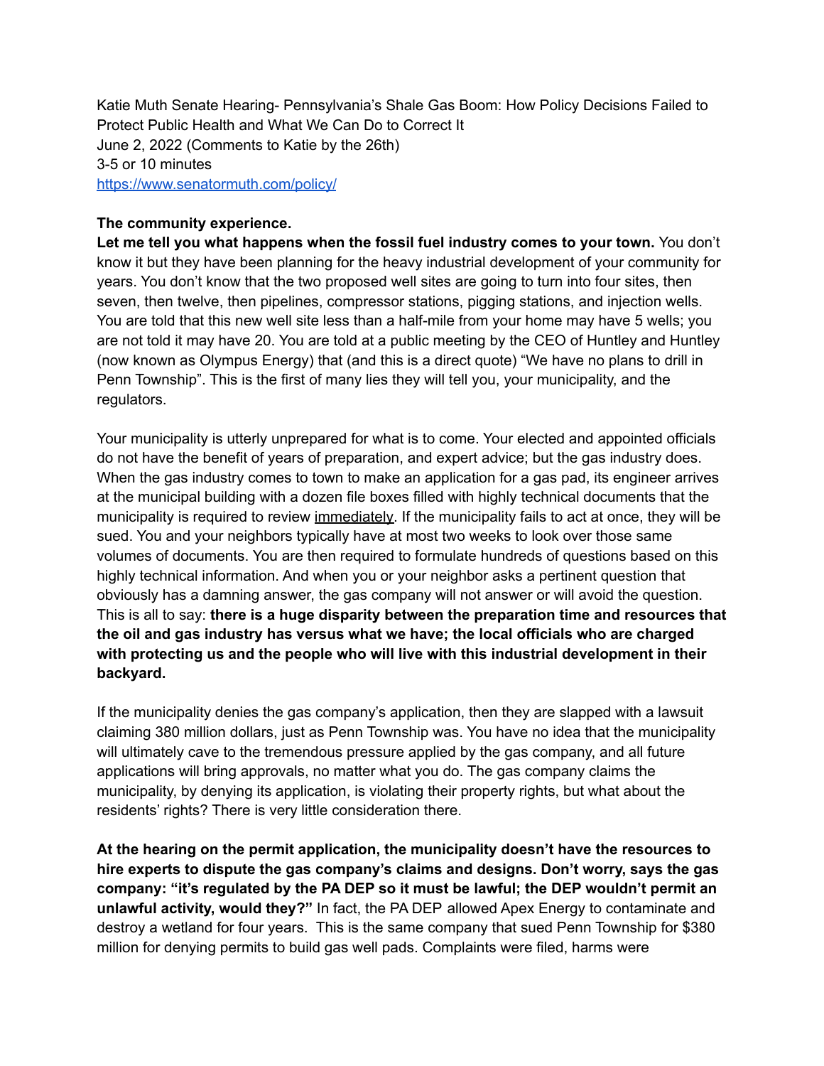Katie Muth Senate Hearing- Pennsylvania's Shale Gas Boom: How Policy Decisions Failed to Protect Public Health and What We Can Do to Correct It
June 2, 2022 (Comments to Katie by the 26th)
3-5 or 10 minutes
https://www.senatormuth.com/policy/

**The community experience.**

**Let me tell you what happens when the fossil fuel industry comes to your town.** You don't know it but they have been planning for the heavy industrial development of your community for years. You don't know that the two proposed well sites are going to turn into four sites, then seven, then twelve, then pipelines, compressor stations, pigging stations, and injection wells. You are told that this new well site less than a half-mile from your home may have 5 wells; you are not told it may have 20. You are told at a public meeting by the CEO of Huntley and Huntley (now known as Olympus Energy) that (and this is a direct quote) "We have no plans to drill in Penn Township". This is the first of many lies they will tell you, your municipality, and the regulators.

Your municipality is utterly unprepared for what is to come. Your elected and appointed officials do not have the benefit of years of preparation, and expert advice; but the gas industry does. When the gas industry comes to town to make an application for a gas pad, its engineer arrives at the municipal building with a dozen file boxes filled with highly technical documents that the municipality is required to review <u>immediately</u>. If the municipality fails to act at once, they will be sued. You and your neighbors typically have at most two weeks to look over those same volumes of documents. You are then required to formulate hundreds of questions based on this highly technical information. And when you or your neighbor asks a pertinent question that obviously has a damning answer, the gas company will not answer or will avoid the question. This is all to say: **there is a huge disparity between the preparation time and resources that the oil and gas industry has versus what we have; the local officials who are charged with protecting us and the people who will live with this industrial development in their backyard.**

If the municipality denies the gas company's application, then they are slapped with a lawsuit claiming 380 million dollars, just as Penn Township was. You have no idea that the municipality will ultimately cave to the tremendous pressure applied by the gas company, and all future applications will bring approvals, no matter what you do. The gas company claims the municipality, by denying its application, is violating their property rights, but what about the residents' rights? There is very little consideration there.

**At the hearing on the permit application, the municipality doesn't have the resources to hire experts to dispute the gas company's claims and designs. Don't worry, says the gas company: "it's regulated by the PA DEP so it must be lawful; the DEP wouldn't permit an unlawful activity, would they?"** In fact, the PA DEP allowed Apex Energy to contaminate and destroy a wetland for four years. This is the same company that sued Penn Township for $380 million for denying permits to build gas well pads. Complaints were filed, harms were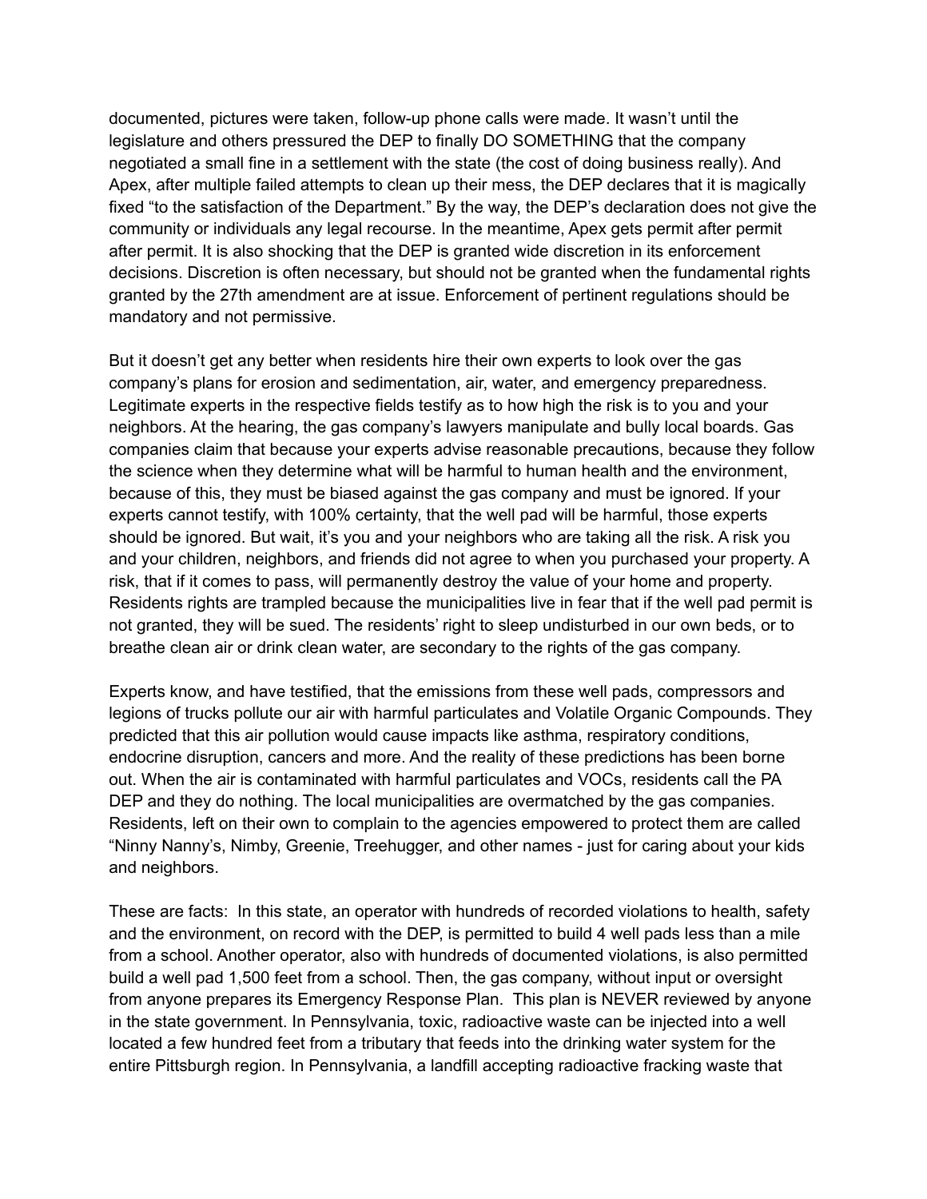documented, pictures were taken, follow-up phone calls were made. It wasn't until the legislature and others pressured the DEP to finally DO SOMETHING that the company negotiated a small fine in a settlement with the state (the cost of doing business really). And Apex, after multiple failed attempts to clean up their mess, the DEP declares that it is magically fixed "to the satisfaction of the Department." By the way, the DEP's declaration does not give the community or individuals any legal recourse. In the meantime, Apex gets permit after permit. It is also shocking that the DEP is granted wide discretion in its enforcement decisions. Discretion is often necessary, but should not be granted when the fundamental rights granted by the 27th amendment are at issue. Enforcement of pertinent regulations should be mandatory and not permissive.

But it doesn't get any better when residents hire their own experts to look over the gas company's plans for erosion and sedimentation, air, water, and emergency preparedness. Legitimate experts in the respective fields testify as to how high the risk is to you and your neighbors. At the hearing, the gas company's lawyers manipulate and bully local boards. Gas companies claim that because your experts advise reasonable precautions, because they follow the science when they determine what will be harmful to human health and the environment, because of this, they must be biased against the gas company and must be ignored. If your experts cannot testify, with 100% certainty, that the well pad will be harmful, those experts should be ignored. But wait, it's you and your neighbors who are taking all the risk. A risk you and your children, neighbors, and friends did not agree to when you purchased your property. A risk, that if it comes to pass, will permanently destroy the value of your home and property. Residents rights are trampled because the municipalities live in fear that if the well pad permit is not granted, they will be sued. The residents' right to sleep undisturbed in our own beds, or to breathe clean air or drink clean water, are secondary to the rights of the gas company.

Experts know, and have testified, that the emissions from these well pads, compressors and legions of trucks pollute our air with harmful particulates and Volatile Organic Compounds. They predicted that this air pollution would cause impacts like asthma, respiratory conditions, endocrine disruption, cancers and more. And the reality of these predictions has been borne out. When the air is contaminated with harmful particulates and VOCs, residents call the PA DEP and they do nothing. The local municipalities are overmatched by the gas companies. Residents, left on their own to complain to the agencies empowered to protect them are called "Ninny Nanny's, Nimby, Greenie, Treehugger, and other names - just for caring about your kids and neighbors.

These are facts: In this state, an operator with hundreds of recorded violations to health, safety and the environment, on record with the DEP, is permitted to build 4 well pads less than a mile from a school. Another operator, also with hundreds of documented violations, is also permitted build a well pad 1,500 feet from a school. Then, the gas company, without input or oversight from anyone prepares its Emergency Response Plan. This plan is NEVER reviewed by anyone in the state government. In Pennsylvania, toxic, radioactive waste can be injected into a well located a few hundred feet from a tributary that feeds into the drinking water system for the entire Pittsburgh region. In Pennsylvania, a landfill accepting radioactive fracking waste that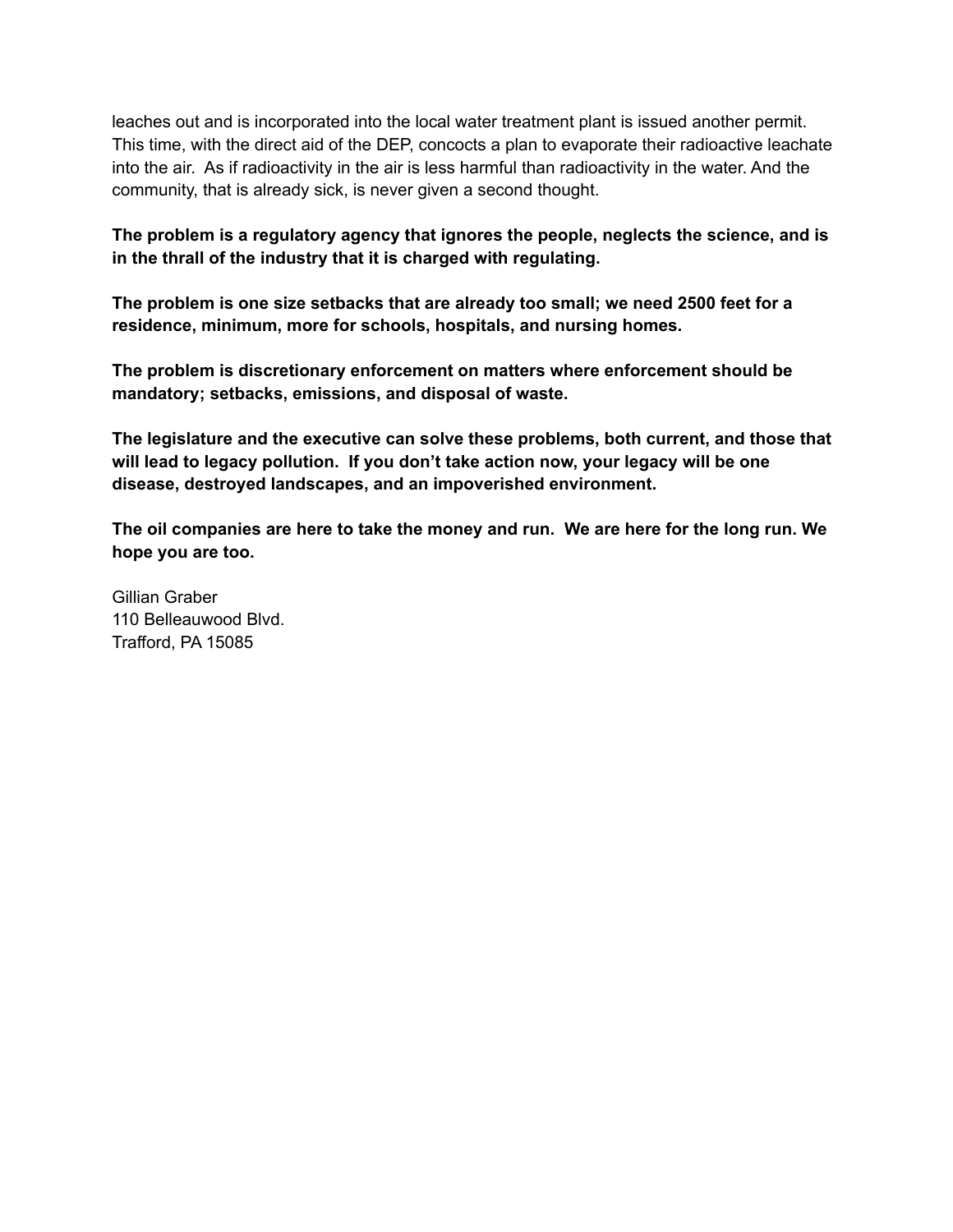leaches out and is incorporated into the local water treatment plant is issued another permit. This time, with the direct aid of the DEP, concocts a plan to evaporate their radioactive leachate into the air. As if radioactivity in the air is less harmful than radioactivity in the water. And the community, that is already sick, is never given a second thought.

**The problem is a regulatory agency that ignores the people, neglects the science, and is in the thrall of the industry that it is charged with regulating.**

**The problem is one size setbacks that are already too small; we need 2500 feet for a residence, minimum, more for schools, hospitals, and nursing homes.**

**The problem is discretionary enforcement on matters where enforcement should be mandatory; setbacks, emissions, and disposal of waste.**

**The legislature and the executive can solve these problems, both current, and those that will lead to legacy pollution. If you don't take action now, your legacy will be one disease, destroyed landscapes, and an impoverished environment.**

**The oil companies are here to take the money and run. We are here for the long run. We hope you are too.**

Gillian Graber
110 Belleauwood Blvd.
Trafford, PA 15085